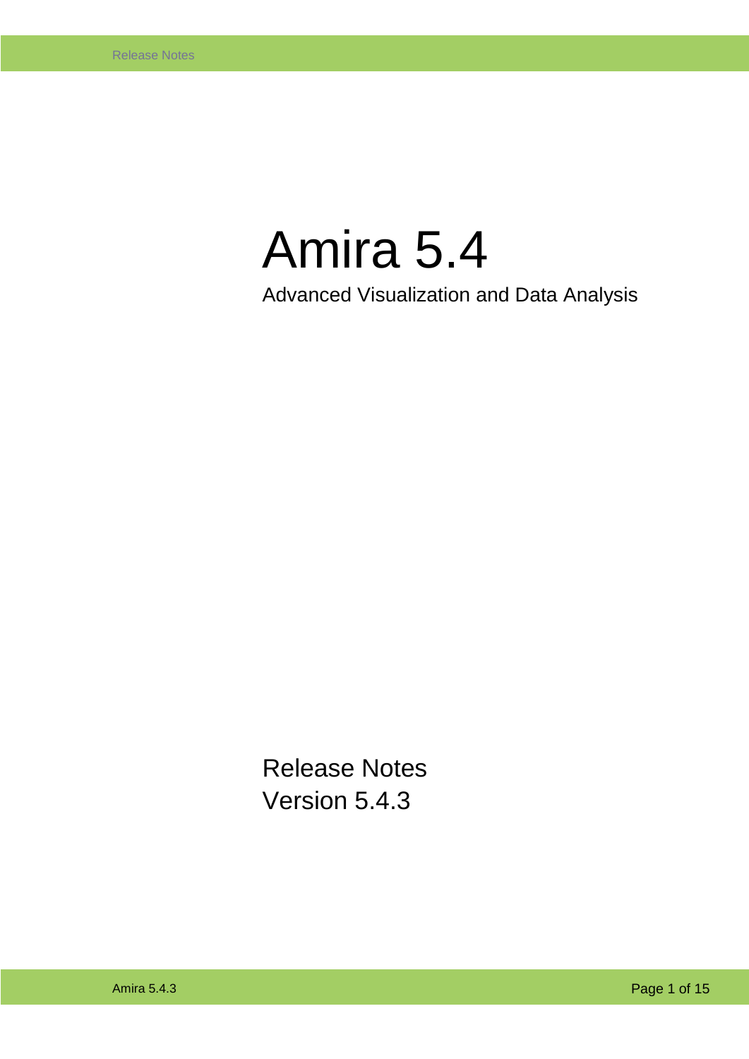# Amira 5.4

Advanced Visualization and Data Analysis

Release Notes
Version 5.4.3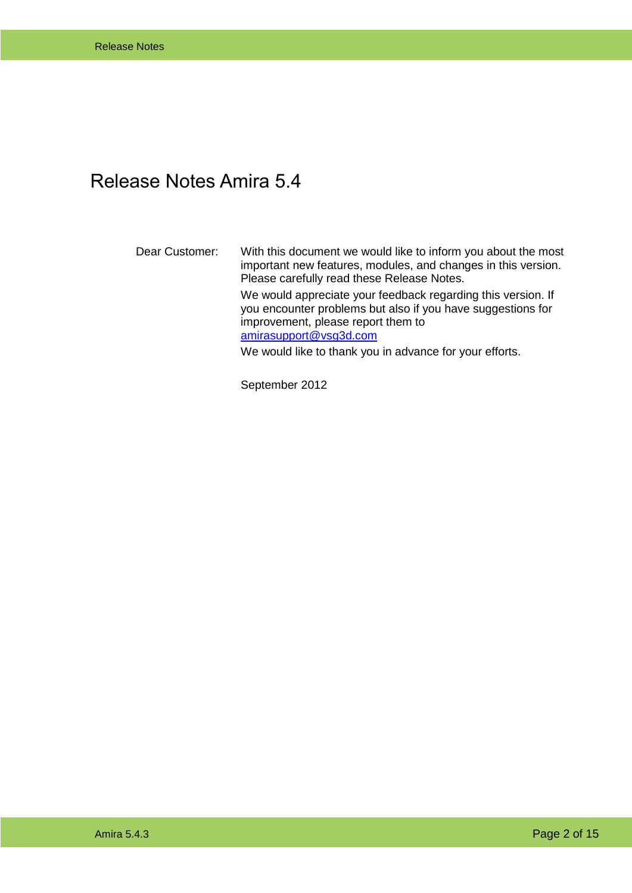# Release Notes Amira 5.4

Dear Customer: With this document we would like to inform you about the most important new features, modules, and changes in this version. Please carefully read these Release Notes.

We would appreciate your feedback regarding this version. If you encounter problems but also if you have suggestions for improvement, please report them to amirasupport@vsg3d.com

We would like to thank you in advance for your efforts.

September 2012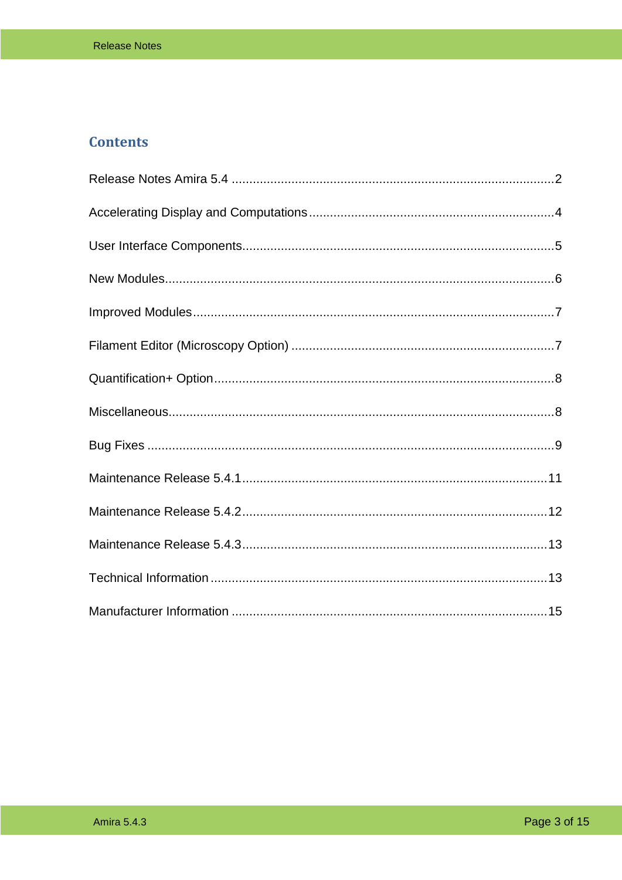## Contents

Release Notes Amira 5.4 ........................................................................................... 2

Accelerating Display and Computations ..................................................................... 4

User Interface Components ........................................................................................ 5

New Modules .............................................................................................................. 6

Improved Modules ...................................................................................................... 7

Filament Editor (Microscopy Option) .......................................................................... 7

Quantification+ Option ................................................................................................ 8

Miscellaneous ............................................................................................................. 8

Bug Fixes ................................................................................................................... 9

Maintenance Release 5.4.1 ...................................................................................... 11

Maintenance Release 5.4.2 ...................................................................................... 12

Maintenance Release 5.4.3 ...................................................................................... 13

Technical Information ............................................................................................... 13

Manufacturer Information ......................................................................................... 15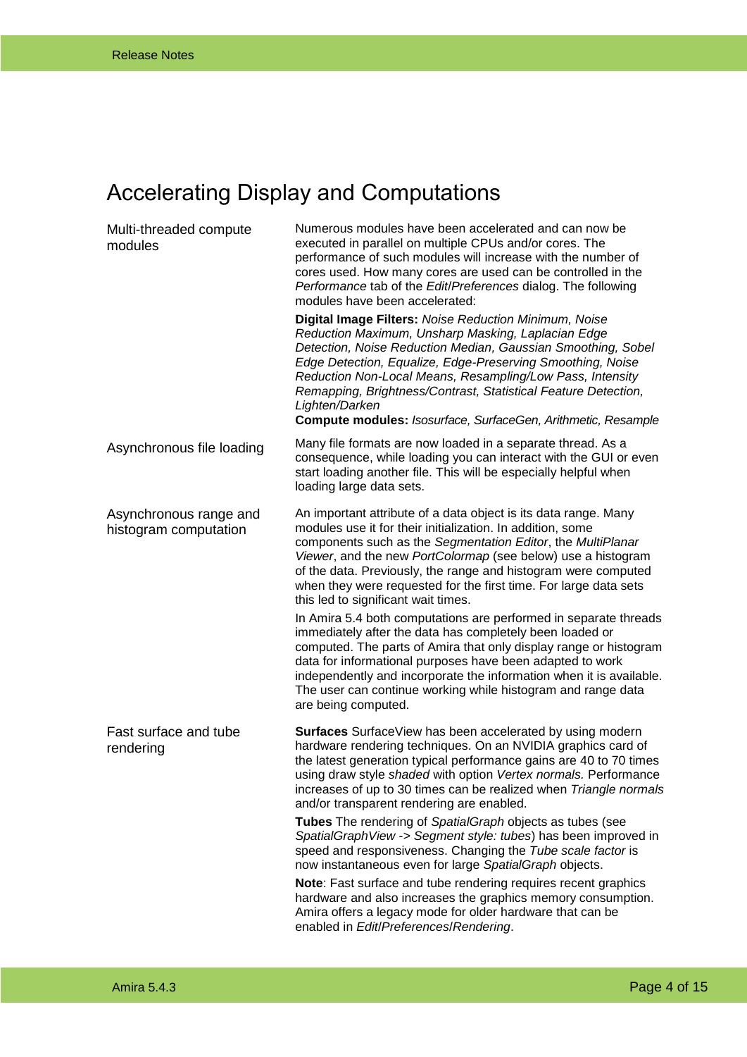# Accelerating Display and Computations

## Multi-threaded compute modules

Numerous modules have been accelerated and can now be executed in parallel on multiple CPUs and/or cores. The performance of such modules will increase with the number of cores used. How many cores are used can be controlled in the *Performance* tab of the *Edit*/*Preferences* dialog. The following modules have been accelerated:

**Digital Image Filters:** *Noise Reduction Minimum, Noise Reduction Maximum, Unsharp Masking, Laplacian Edge Detection, Noise Reduction Median, Gaussian Smoothing, Sobel Edge Detection, Equalize, Edge-Preserving Smoothing, Noise Reduction Non-Local Means, Resampling/Low Pass, Intensity Remapping, Brightness/Contrast, Statistical Feature Detection, Lighten/Darken*
**Compute modules:** *Isosurface, SurfaceGen, Arithmetic, Resample*

## Asynchronous file loading

Many file formats are now loaded in a separate thread. As a consequence, while loading you can interact with the GUI or even start loading another file. This will be especially helpful when loading large data sets.

## Asynchronous range and histogram computation

An important attribute of a data object is its data range. Many modules use it for their initialization. In addition, some components such as the *Segmentation Editor*, the *MultiPlanar Viewer*, and the new *PortColormap* (see below) use a histogram of the data. Previously, the range and histogram were computed when they were requested for the first time. For large data sets this led to significant wait times.

In Amira 5.4 both computations are performed in separate threads immediately after the data has completely been loaded or computed. The parts of Amira that only display range or histogram data for informational purposes have been adapted to work independently and incorporate the information when it is available. The user can continue working while histogram and range data are being computed.

## Fast surface and tube rendering

**Surfaces** SurfaceView has been accelerated by using modern hardware rendering techniques. On an NVIDIA graphics card of the latest generation typical performance gains are 40 to 70 times using draw style *shaded* with option *Vertex normals.* Performance increases of up to 30 times can be realized when *Triangle normals* and/or transparent rendering are enabled.

**Tubes** The rendering of *SpatialGraph* objects as tubes (see *SpatialGraphView -> Segment style: tubes*) has been improved in speed and responsiveness. Changing the *Tube scale factor* is now instantaneous even for large *SpatialGraph* objects.

**Note**: Fast surface and tube rendering requires recent graphics hardware and also increases the graphics memory consumption. Amira offers a legacy mode for older hardware that can be enabled in *Edit*/*Preferences*/*Rendering*.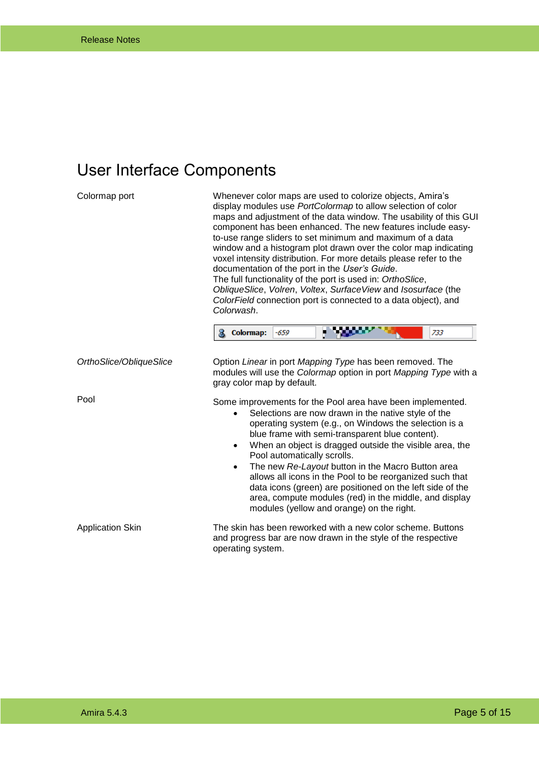# User Interface Components

| | |
|---|---|
| Colormap port | Whenever color maps are used to colorize objects, Amira's display modules use *PortColormap* to allow selection of color maps and adjustment of the data window. The usability of this GUI component has been enhanced. The new features include easy-to-use range sliders to set minimum and maximum of a data window and a histogram plot drawn over the color map indicating voxel intensity distribution. For more details please refer to the documentation of the port in the *User's Guide*. The full functionality of the port is used in: *OrthoSlice*, *ObliqueSlice*, *Volren*, *Voltex*, *SurfaceView* and *Isosurface* (the *ColorField* connection port is connected to a data object), and *Colorwash*. |
| *OrthoSlice/ObliqueSlice* | Option *Linear* in port *Mapping Type* has been removed. The modules will use the *Colormap* option in port *Mapping Type* with a gray color map by default. |
| Pool | Some improvements for the Pool area have been implemented. • Selections are now drawn in the native style of the operating system (e.g., on Windows the selection is a blue frame with semi-transparent blue content). • When an object is dragged outside the visible area, the Pool automatically scrolls. • The new *Re-Layout* button in the Macro Button area allows all icons in the Pool to be reorganized such that data icons (green) are positioned on the left side of the area, compute modules (red) in the middle, and display modules (yellow and orange) on the right. |
| Application Skin | The skin has been reworked with a new color scheme. Buttons and progress bar are now drawn in the style of the respective operating system. |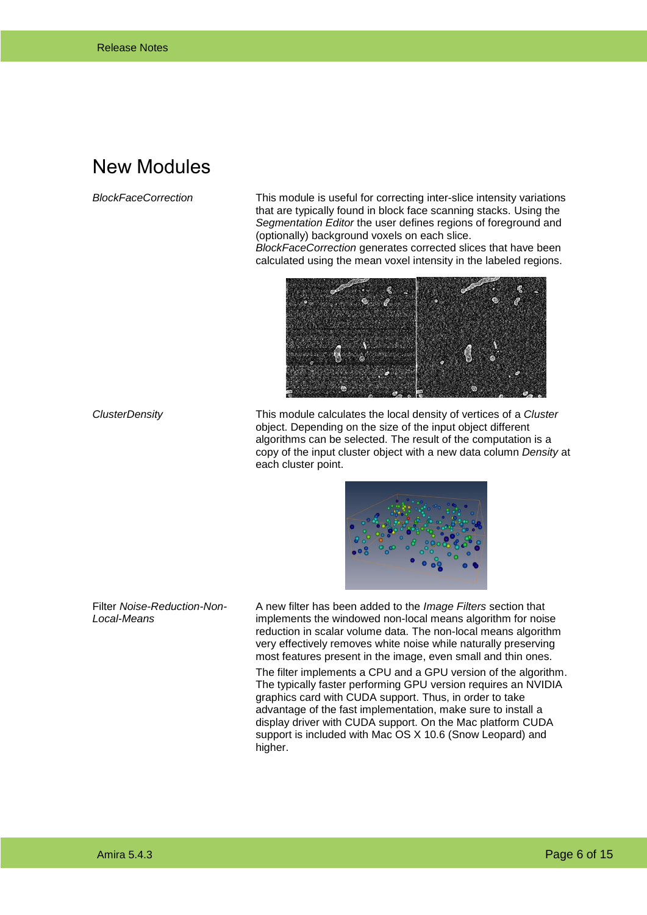# New Modules

*BlockFaceCorrection*

This module is useful for correcting inter-slice intensity variations that are typically found in block face scanning stacks. Using the *Segmentation Editor* the user defines regions of foreground and (optionally) background voxels on each slice. *BlockFaceCorrection* generates corrected slices that have been calculated using the mean voxel intensity in the labeled regions.

*ClusterDensity*

This module calculates the local density of vertices of a *Cluster* object. Depending on the size of the input object different algorithms can be selected. The result of the computation is a copy of the input cluster object with a new data column *Density* at each cluster point.

Filter *Noise-Reduction-Non-Local-Means*

A new filter has been added to the *Image Filters* section that implements the windowed non-local means algorithm for noise reduction in scalar volume data. The non-local means algorithm very effectively removes white noise while naturally preserving most features present in the image, even small and thin ones.

The filter implements a CPU and a GPU version of the algorithm. The typically faster performing GPU version requires an NVIDIA graphics card with CUDA support. Thus, in order to take advantage of the fast implementation, make sure to install a display driver with CUDA support. On the Mac platform CUDA support is included with Mac OS X 10.6 (Snow Leopard) and higher.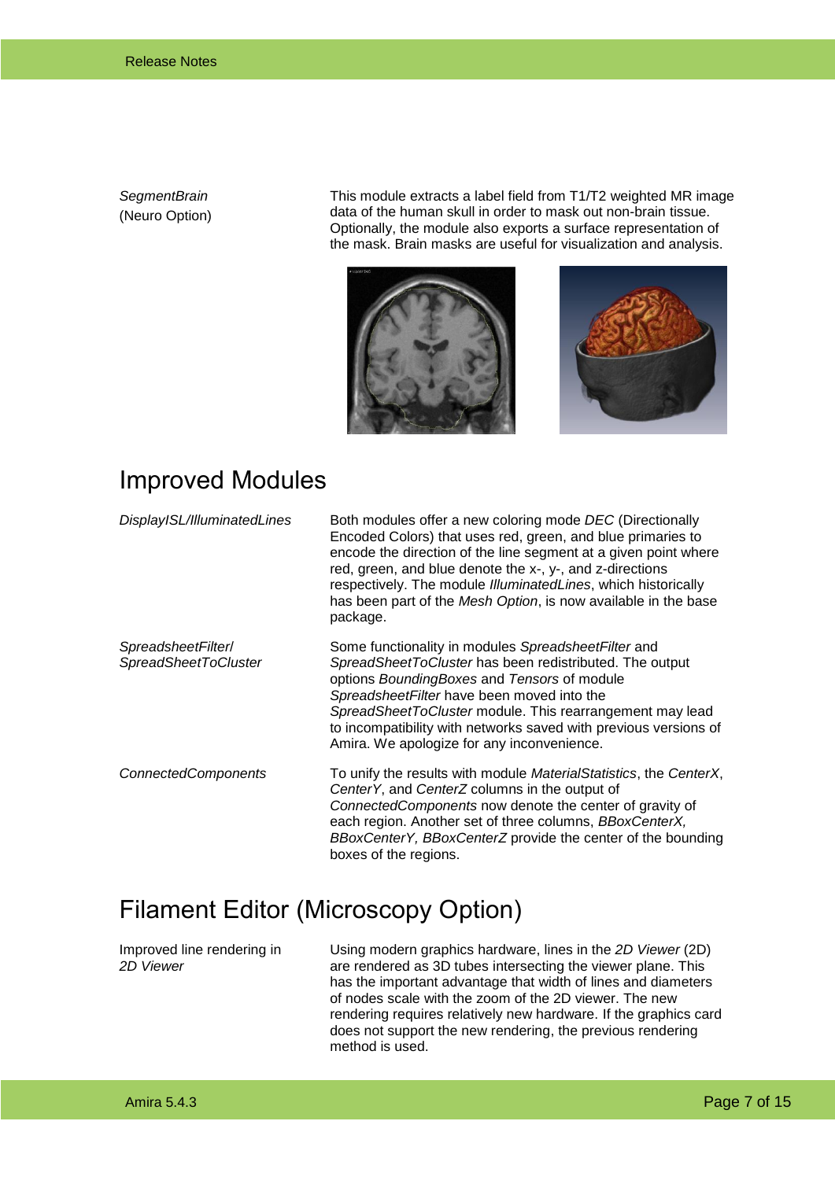| | |
|---|---|
| *SegmentBrain* (Neuro Option) | This module extracts a label field from T1/T2 weighted MR image data of the human skull in order to mask out non-brain tissue. Optionally, the module also exports a surface representation of the mask. Brain masks are useful for visualization and analysis. |

## Improved Modules

| | |
|---|---|
| *DisplayISL/IlluminatedLines* | Both modules offer a new coloring mode *DEC* (Directionally Encoded Colors) that uses red, green, and blue primaries to encode the direction of the line segment at a given point where red, green, and blue denote the x-, y-, and z-directions respectively. The module *IlluminatedLines*, which historically has been part of the *Mesh Option*, is now available in the base package. |
| *SpreadsheetFilter/ SpreadSheetToCluster* | Some functionality in modules *SpreadsheetFilter* and *SpreadSheetToCluster* has been redistributed. The output options *BoundingBoxes* and *Tensors* of module *SpreadsheetFilter* have been moved into the *SpreadSheetToCluster* module. This rearrangement may lead to incompatibility with networks saved with previous versions of Amira. We apologize for any inconvenience. |
| *ConnectedComponents* | To unify the results with module *MaterialStatistics*, the *CenterX*, *CenterY*, and *CenterZ* columns in the output of *ConnectedComponents* now denote the center of gravity of each region. Another set of three columns, *BBoxCenterX, BBoxCenterY, BBoxCenterZ* provide the center of the bounding boxes of the regions. |

## Filament Editor (Microscopy Option)

| | |
|---|---|
| Improved line rendering in *2D Viewer* | Using modern graphics hardware, lines in the *2D Viewer* (2D) are rendered as 3D tubes intersecting the viewer plane. This has the important advantage that width of lines and diameters of nodes scale with the zoom of the 2D viewer. The new rendering requires relatively new hardware. If the graphics card does not support the new rendering, the previous rendering method is used. |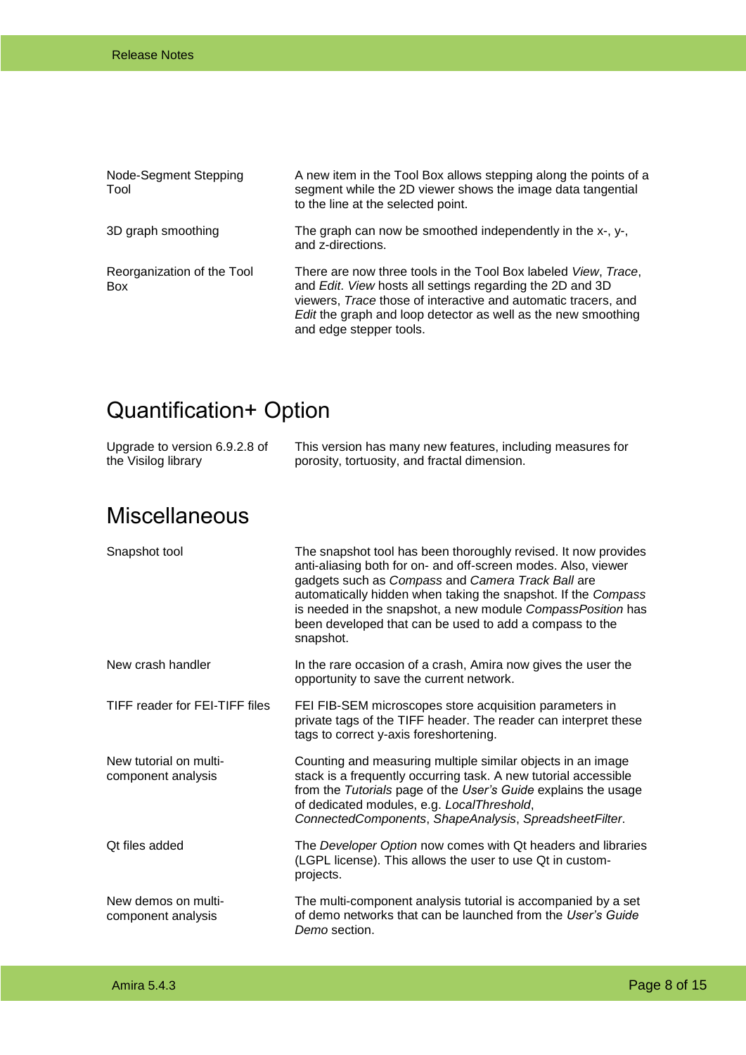| | |
|---|---|
| Node-Segment Stepping Tool | A new item in the Tool Box allows stepping along the points of a segment while the 2D viewer shows the image data tangential to the line at the selected point. |
| 3D graph smoothing | The graph can now be smoothed independently in the x-, y-, and z-directions. |
| Reorganization of the Tool Box | There are now three tools in the Tool Box labeled *View*, *Trace*, and *Edit*. *View* hosts all settings regarding the 2D and 3D viewers, *Trace* those of interactive and automatic tracers, and *Edit* the graph and loop detector as well as the new smoothing and edge stepper tools. |

## Quantification+ Option

| | |
|---|---|
| Upgrade to version 6.9.2.8 of the Visilog library | This version has many new features, including measures for porosity, tortuosity, and fractal dimension. |

## Miscellaneous

| | |
|---|---|
| Snapshot tool | The snapshot tool has been thoroughly revised. It now provides anti-aliasing both for on- and off-screen modes. Also, viewer gadgets such as *Compass* and *Camera Track Ball* are automatically hidden when taking the snapshot. If the *Compass* is needed in the snapshot, a new module *CompassPosition* has been developed that can be used to add a compass to the snapshot. |
| New crash handler | In the rare occasion of a crash, Amira now gives the user the opportunity to save the current network. |
| TIFF reader for FEI-TIFF files | FEI FIB-SEM microscopes store acquisition parameters in private tags of the TIFF header. The reader can interpret these tags to correct y-axis foreshortening. |
| New tutorial on multi-component analysis | Counting and measuring multiple similar objects in an image stack is a frequently occurring task. A new tutorial accessible from the *Tutorials* page of the *User's Guide* explains the usage of dedicated modules, e.g. *LocalThreshold*, *ConnectedComponents*, *ShapeAnalysis*, *SpreadsheetFilter*. |
| Qt files added | The *Developer Option* now comes with Qt headers and libraries (LGPL license). This allows the user to use Qt in custom-projects. |
| New demos on multi-component analysis | The multi-component analysis tutorial is accompanied by a set of demo networks that can be launched from the *User's Guide Demo* section. |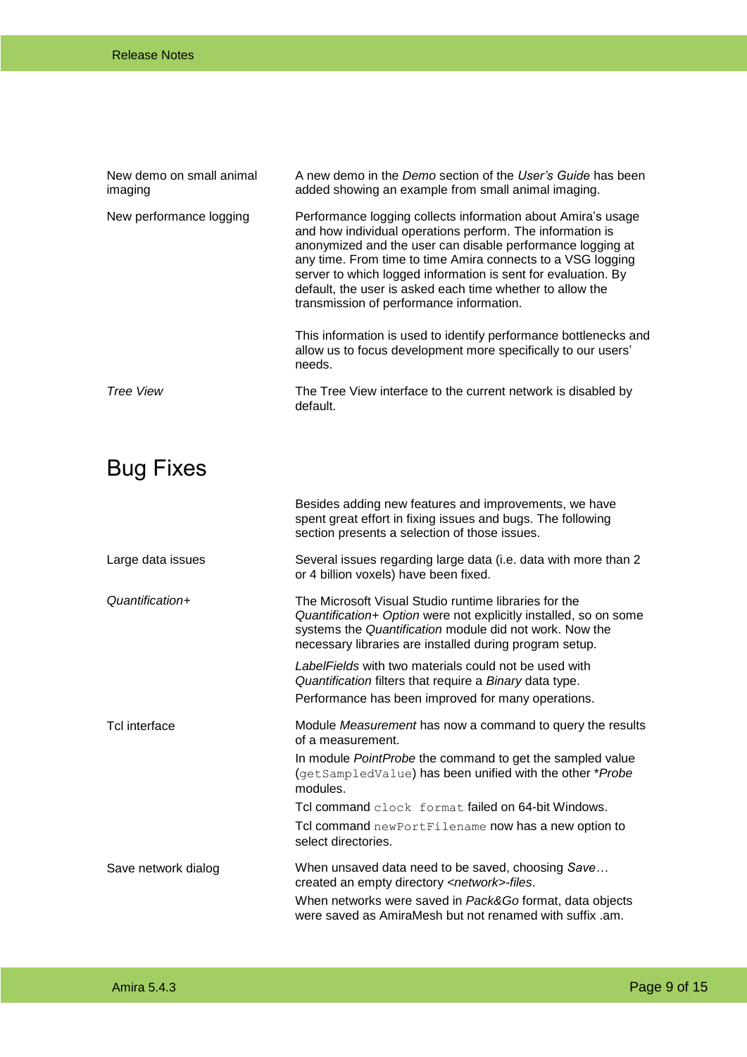| | |
|---|---|
| New demo on small animal imaging | A new demo in the *Demo* section of the *User's Guide* has been added showing an example from small animal imaging. |
| New performance logging | Performance logging collects information about Amira's usage and how individual operations perform. The information is anonymized and the user can disable performance logging at any time. From time to time Amira connects to a VSG logging server to which logged information is sent for evaluation. By default, the user is asked each time whether to allow the transmission of performance information.<br><br>This information is used to identify performance bottlenecks and allow us to focus development more specifically to our users' needs. |
| *Tree View* | The Tree View interface to the current network is disabled by default. |

# Bug Fixes

| | |
|---|---|
| | Besides adding new features and improvements, we have spent great effort in fixing issues and bugs. The following section presents a selection of those issues. |
| Large data issues | Several issues regarding large data (i.e. data with more than 2 or 4 billion voxels) have been fixed. |
| *Quantification+* | The Microsoft Visual Studio runtime libraries for the *Quantification+ Option* were not explicitly installed, so on some systems the *Quantification* module did not work. Now the necessary libraries are installed during program setup.<br><br>*LabelFields* with two materials could not be used with *Quantification* filters that require a *Binary* data type.<br><br>Performance has been improved for many operations. |
| Tcl interface | Module *Measurement* has now a command to query the results of a measurement.<br><br>In module *PointProbe* the command to get the sampled value (`getSampledValue`) has been unified with the other *\*Probe* modules.<br><br>Tcl command `clock format` failed on 64-bit Windows.<br><br>Tcl command `newPortFilename` now has a new option to select directories. |
| Save network dialog | When unsaved data need to be saved, choosing *Save…* created an empty directory *<network>-files*.<br><br>When networks were saved in *Pack&Go* format, data objects were saved as AmiraMesh but not renamed with suffix .am. |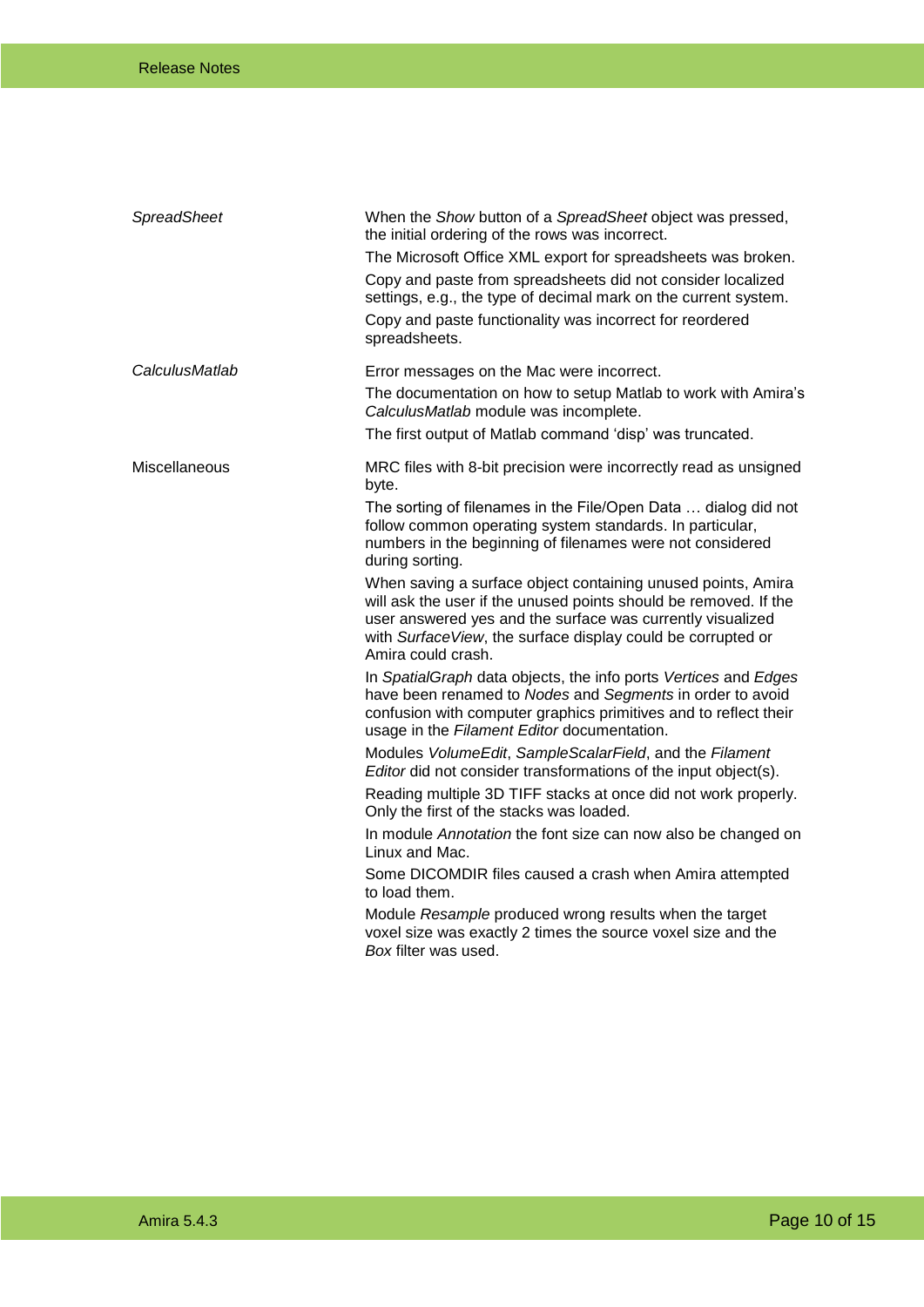| | |
|---|---|
| *SpreadSheet* | When the *Show* button of a *SpreadSheet* object was pressed, the initial ordering of the rows was incorrect.<br>The Microsoft Office XML export for spreadsheets was broken.<br>Copy and paste from spreadsheets did not consider localized settings, e.g., the type of decimal mark on the current system.<br>Copy and paste functionality was incorrect for reordered spreadsheets. |
| *CalculusMatlab* | Error messages on the Mac were incorrect.<br>The documentation on how to setup Matlab to work with Amira's *CalculusMatlab* module was incomplete.<br>The first output of Matlab command 'disp' was truncated. |
| Miscellaneous | MRC files with 8-bit precision were incorrectly read as unsigned byte.<br>The sorting of filenames in the File/Open Data … dialog did not follow common operating system standards. In particular, numbers in the beginning of filenames were not considered during sorting.<br>When saving a surface object containing unused points, Amira will ask the user if the unused points should be removed. If the user answered yes and the surface was currently visualized with *SurfaceView*, the surface display could be corrupted or Amira could crash.<br>In *SpatialGraph* data objects, the info ports *Vertices* and *Edges* have been renamed to *Nodes* and *Segments* in order to avoid confusion with computer graphics primitives and to reflect their usage in the *Filament Editor* documentation.<br>Modules *VolumeEdit*, *SampleScalarField*, and the *Filament Editor* did not consider transformations of the input object(s).<br>Reading multiple 3D TIFF stacks at once did not work properly. Only the first of the stacks was loaded.<br>In module *Annotation* the font size can now also be changed on Linux and Mac.<br>Some DICOMDIR files caused a crash when Amira attempted to load them.<br>Module *Resample* produced wrong results when the target voxel size was exactly 2 times the source voxel size and the *Box* filter was used. |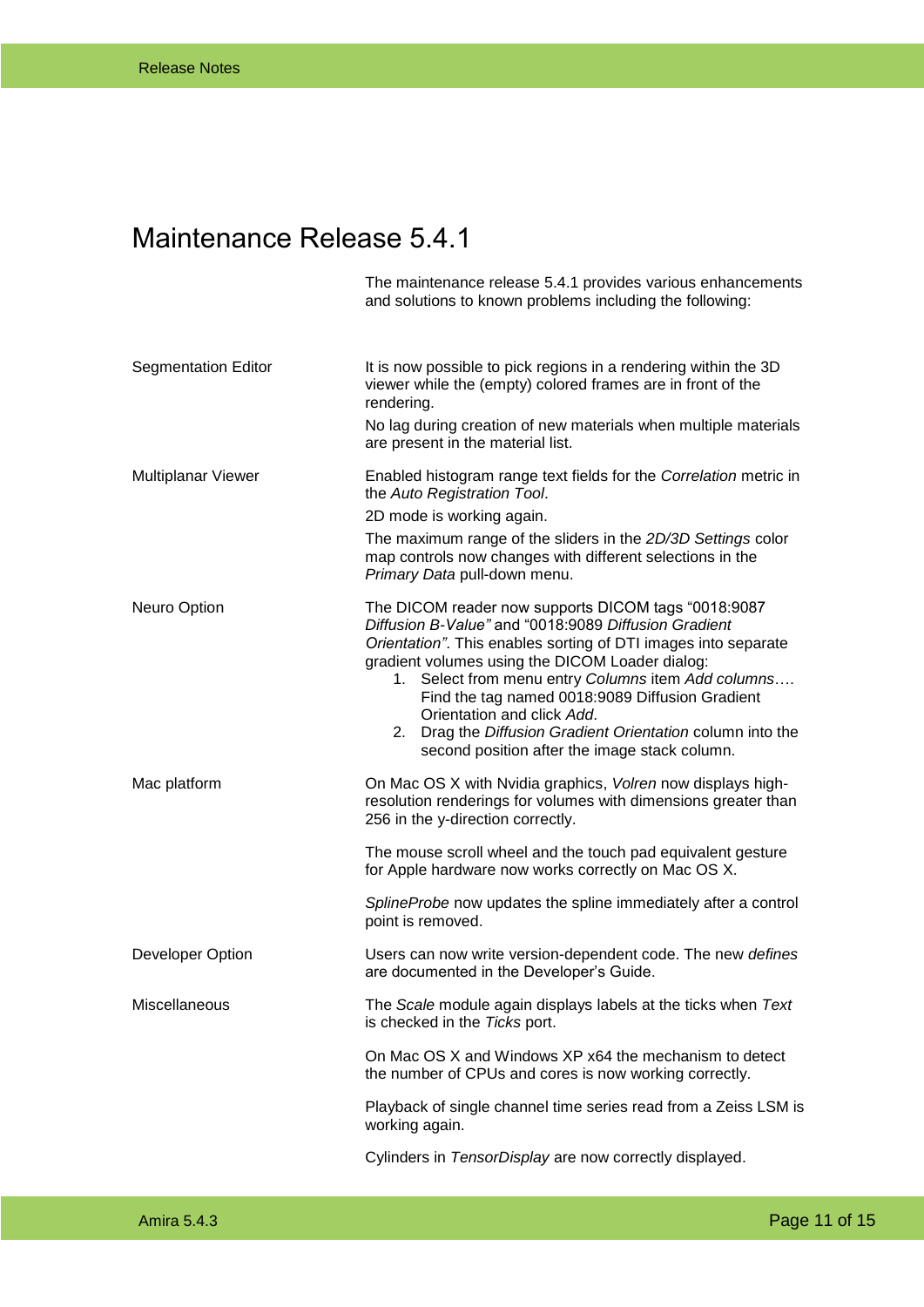# Maintenance Release 5.4.1

The maintenance release 5.4.1 provides various enhancements and solutions to known problems including the following:

| | |
|---|---|
| Segmentation Editor | It is now possible to pick regions in a rendering within the 3D viewer while the (empty) colored frames are in front of the rendering.<br><br>No lag during creation of new materials when multiple materials are present in the material list. |
| Multiplanar Viewer | Enabled histogram range text fields for the *Correlation* metric in the *Auto Registration Tool*.<br><br>2D mode is working again.<br><br>The maximum range of the sliders in the *2D/3D Settings* color map controls now changes with different selections in the *Primary Data* pull-down menu. |
| Neuro Option | The DICOM reader now supports DICOM tags “0018:9087 *Diffusion B-Value”* and “0018:9089 *Diffusion Gradient Orientation”*. This enables sorting of DTI images into separate gradient volumes using the DICOM Loader dialog:<br>1. Select from menu entry *Columns* item *Add columns….* Find the tag named 0018:9089 Diffusion Gradient Orientation and click *Add*.<br>2. Drag the *Diffusion Gradient Orientation* column into the second position after the image stack column. |
| Mac platform | On Mac OS X with Nvidia graphics, *Volren* now displays high-resolution renderings for volumes with dimensions greater than 256 in the y-direction correctly.<br><br>The mouse scroll wheel and the touch pad equivalent gesture for Apple hardware now works correctly on Mac OS X.<br><br>*SplineProbe* now updates the spline immediately after a control point is removed. |
| Developer Option | Users can now write version-dependent code. The new *defines* are documented in the Developer’s Guide. |
| Miscellaneous | The *Scale* module again displays labels at the ticks when *Text* is checked in the *Ticks* port.<br><br>On Mac OS X and Windows XP x64 the mechanism to detect the number of CPUs and cores is now working correctly.<br><br>Playback of single channel time series read from a Zeiss LSM is working again.<br><br>Cylinders in *TensorDisplay* are now correctly displayed. |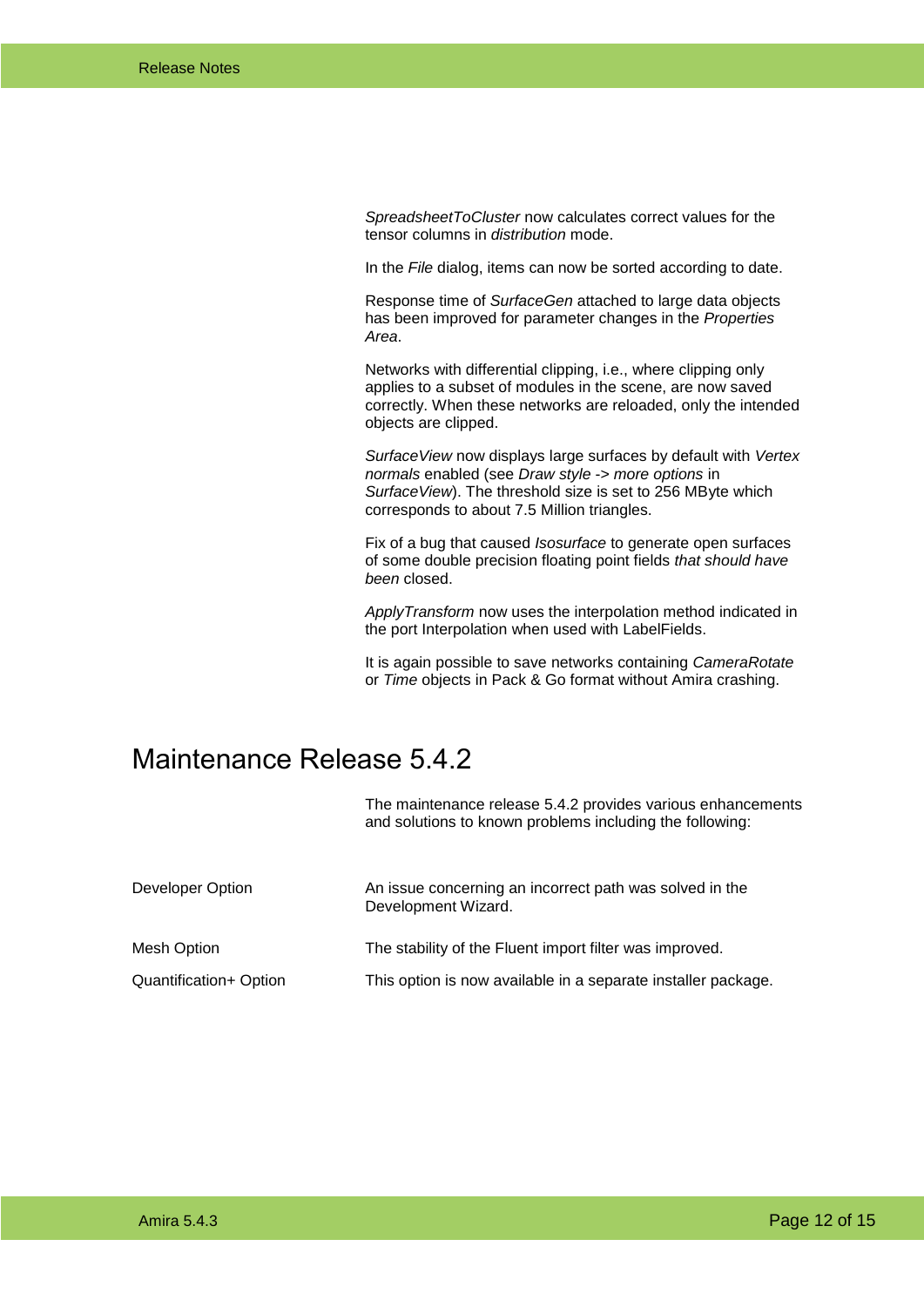*SpreadsheetToCluster* now calculates correct values for the tensor columns in *distribution* mode.

In the *File* dialog, items can now be sorted according to date.

Response time of *SurfaceGen* attached to large data objects has been improved for parameter changes in the *Properties Area*.

Networks with differential clipping, i.e., where clipping only applies to a subset of modules in the scene, are now saved correctly. When these networks are reloaded, only the intended objects are clipped.

*SurfaceView* now displays large surfaces by default with *Vertex normals* enabled (see *Draw style -> more options* in *SurfaceView*). The threshold size is set to 256 MByte which corresponds to about 7.5 Million triangles.

Fix of a bug that caused *Isosurface* to generate open surfaces of some double precision floating point fields *that should have been* closed.

*ApplyTransform* now uses the interpolation method indicated in the port Interpolation when used with LabelFields.

It is again possible to save networks containing *CameraRotate* or *Time* objects in Pack & Go format without Amira crashing.

# Maintenance Release 5.4.2

The maintenance release 5.4.2 provides various enhancements and solutions to known problems including the following:

| | |
|---|---|
| Developer Option | An issue concerning an incorrect path was solved in the Development Wizard. |
| Mesh Option | The stability of the Fluent import filter was improved. |
| Quantification+ Option | This option is now available in a separate installer package. |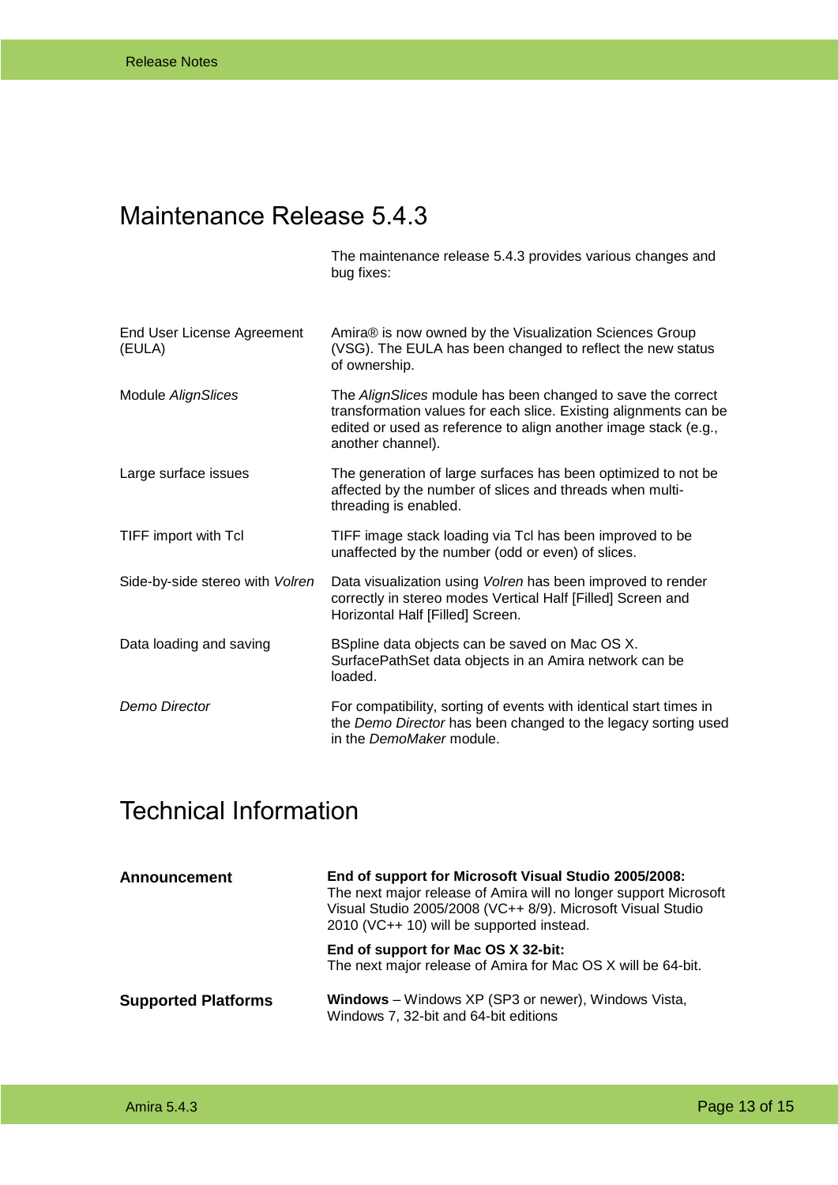# Maintenance Release 5.4.3

The maintenance release 5.4.3 provides various changes and bug fixes:

| | |
|---|---|
| End User License Agreement (EULA) | Amira® is now owned by the Visualization Sciences Group (VSG). The EULA has been changed to reflect the new status of ownership. |
| Module *AlignSlices* | The *AlignSlices* module has been changed to save the correct transformation values for each slice. Existing alignments can be edited or used as reference to align another image stack (e.g., another channel). |
| Large surface issues | The generation of large surfaces has been optimized to not be affected by the number of slices and threads when multi-threading is enabled. |
| TIFF import with Tcl | TIFF image stack loading via Tcl has been improved to be unaffected by the number (odd or even) of slices. |
| Side-by-side stereo with *Volren* | Data visualization using *Volren* has been improved to render correctly in stereo modes Vertical Half [Filled] Screen and Horizontal Half [Filled] Screen. |
| Data loading and saving | BSpline data objects can be saved on Mac OS X. SurfacePathSet data objects in an Amira network can be loaded. |
| *Demo Director* | For compatibility, sorting of events with identical start times in the *Demo Director* has been changed to the legacy sorting used in the *DemoMaker* module. |

# Technical Information

| | |
|---|---|
| **Announcement** | **End of support for Microsoft Visual Studio 2005/2008:** The next major release of Amira will no longer support Microsoft Visual Studio 2005/2008 (VC++ 8/9). Microsoft Visual Studio 2010 (VC++ 10) will be supported instead. |
| | **End of support for Mac OS X 32-bit:** The next major release of Amira for Mac OS X will be 64-bit. |
| **Supported Platforms** | **Windows** – Windows XP (SP3 or newer), Windows Vista, Windows 7, 32-bit and 64-bit editions |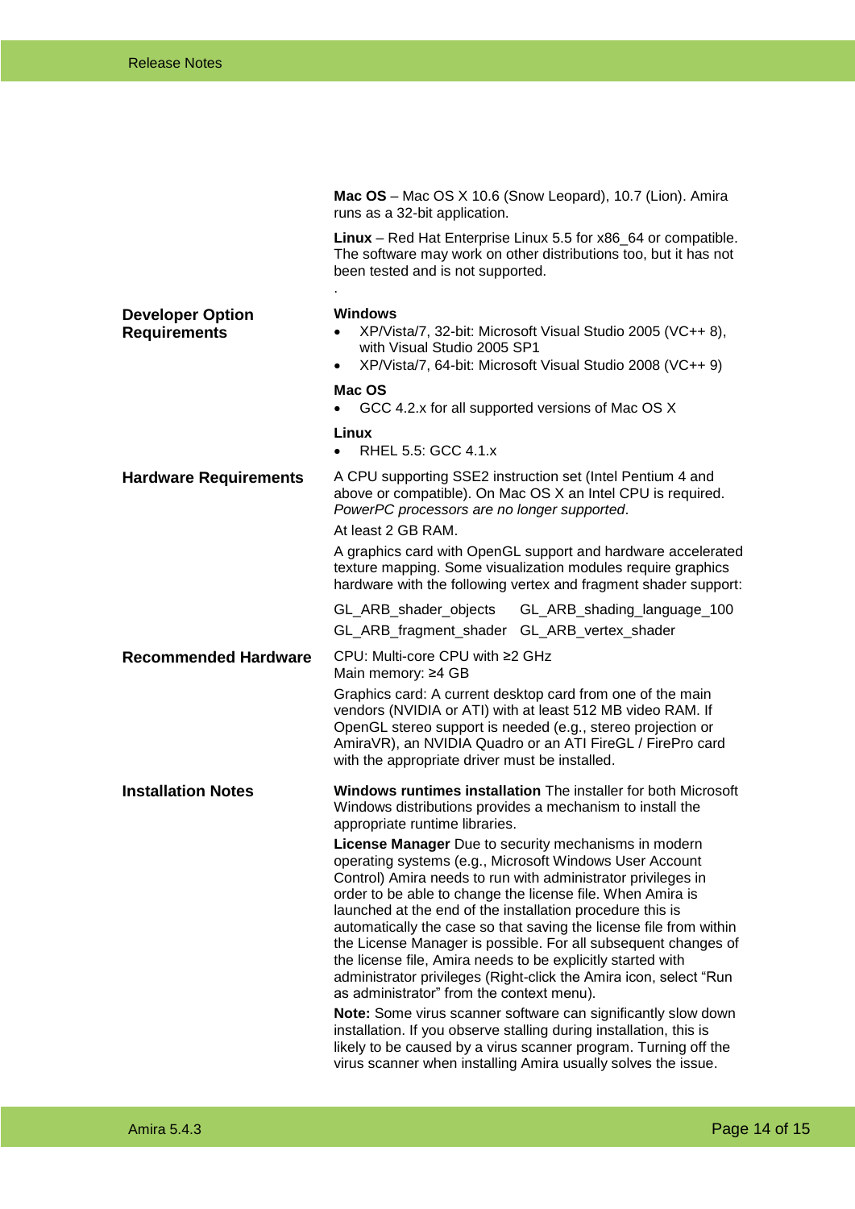**Mac OS** – Mac OS X 10.6 (Snow Leopard), 10.7 (Lion). Amira runs as a 32-bit application.

**Linux** – Red Hat Enterprise Linux 5.5 for x86_64 or compatible. The software may work on other distributions too, but it has not been tested and is not supported.

.

## Developer Option Requirements

**Windows**

- XP/Vista/7, 32-bit: Microsoft Visual Studio 2005 (VC++ 8), with Visual Studio 2005 SP1
- XP/Vista/7, 64-bit: Microsoft Visual Studio 2008 (VC++ 9)

**Mac OS**

- GCC 4.2.x for all supported versions of Mac OS X

**Linux**

- RHEL 5.5: GCC 4.1.x

## Hardware Requirements

A CPU supporting SSE2 instruction set (Intel Pentium 4 and above or compatible). On Mac OS X an Intel CPU is required. *PowerPC processors are no longer supported*.

At least 2 GB RAM.

A graphics card with OpenGL support and hardware accelerated texture mapping. Some visualization modules require graphics hardware with the following vertex and fragment shader support:

GL_ARB_shader_objects GL_ARB_shading_language_100
GL_ARB_fragment_shader GL_ARB_vertex_shader

## Recommended Hardware

CPU: Multi-core CPU with ≥2 GHz
Main memory: ≥4 GB

Graphics card: A current desktop card from one of the main vendors (NVIDIA or ATI) with at least 512 MB video RAM. If OpenGL stereo support is needed (e.g., stereo projection or AmiraVR), an NVIDIA Quadro or an ATI FireGL / FirePro card with the appropriate driver must be installed.

## Installation Notes

**Windows runtimes installation** The installer for both Microsoft Windows distributions provides a mechanism to install the appropriate runtime libraries.

**License Manager** Due to security mechanisms in modern operating systems (e.g., Microsoft Windows User Account Control) Amira needs to run with administrator privileges in order to be able to change the license file. When Amira is launched at the end of the installation procedure this is automatically the case so that saving the license file from within the License Manager is possible. For all subsequent changes of the license file, Amira needs to be explicitly started with administrator privileges (Right-click the Amira icon, select “Run as administrator” from the context menu).

**Note:** Some virus scanner software can significantly slow down installation. If you observe stalling during installation, this is likely to be caused by a virus scanner program. Turning off the virus scanner when installing Amira usually solves the issue.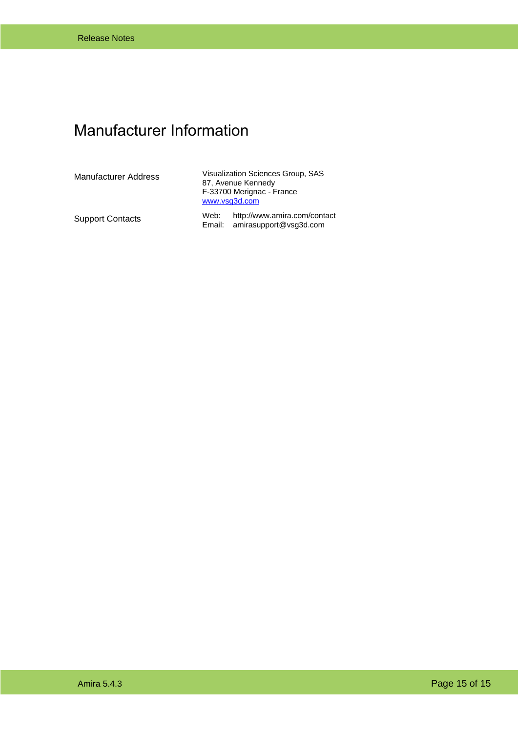# Manufacturer Information

| | |
|---|---|
| Manufacturer Address | Visualization Sciences Group, SAS<br>87, Avenue Kennedy<br>F-33700 Merignac - France<br>www.vsg3d.com |
| Support Contacts | Web: http://www.amira.com/contact<br>Email: amirasupport@vsg3d.com |